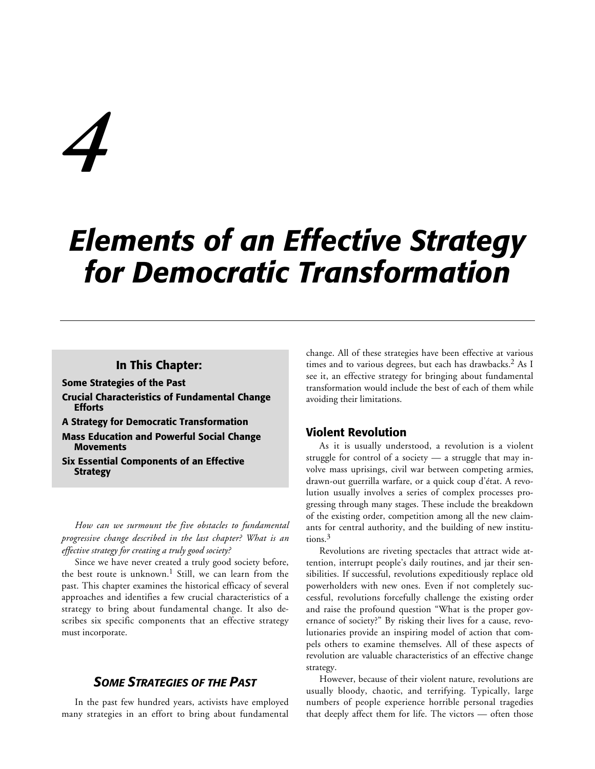# 4

# Elements of an Effective Strategy for Democratic Transformation

**In This Chapter:**

- **Some Strategies of the Past**
- **Crucial Characteristics of Fundamental Change Efforts**
- **A Strategy for Democratic Transformation**
- **Mass Education and Powerful Social Change Movements**
- **Six Essential Components of an Effective Strategy**

*How can we surmount the five obstacles to fundamental progressive change described in the last chapter? What is an effective strategy for creating a truly good society?*

Since we have never created a truly good society before, the best route is unknown.[1] Still, we can learn from the past. This chapter examines the historical efficacy of several approaches and identifies a few crucial characteristics of a strategy to bring about fundamental change. It also describes six specific components that an effective strategy must incorporate.

## *Some Strategies of the Past*

In the past few hundred years, activists have employed many strategies in an effort to bring about fundamental change. All of these strategies have been effective at various times and to various degrees, but each has drawbacks.[2] As I see it, an effective strategy for bringing about fundamental transformation would include the best of each of them while avoiding their limitations.

### Violent Revolution

As it is usually understood, a revolution is a violent struggle for control of a society — a struggle that may involve mass uprisings, civil war between competing armies, drawn-out guerrilla warfare, or a quick coup d'état. A revolution usually involves a series of complex processes progressing through many stages. These include the breakdown of the existing order, competition among all the new claimants for central authority, and the building of new institutions.[3]

Revolutions are riveting spectacles that attract wide attention, interrupt people's daily routines, and jar their sensibilities. If successful, revolutions expeditiously replace old powerholders with new ones. Even if not completely successful, revolutions forcefully challenge the existing order and raise the profound question "What is the proper governance of society?" By risking their lives for a cause, revolutionaries provide an inspiring model of action that compels others to examine themselves. All of these aspects of revolution are valuable characteristics of an effective change strategy.

However, because of their violent nature, revolutions are usually bloody, chaotic, and terrifying. Typically, large numbers of people experience horrible personal tragedies that deeply affect them for life. The victors — often those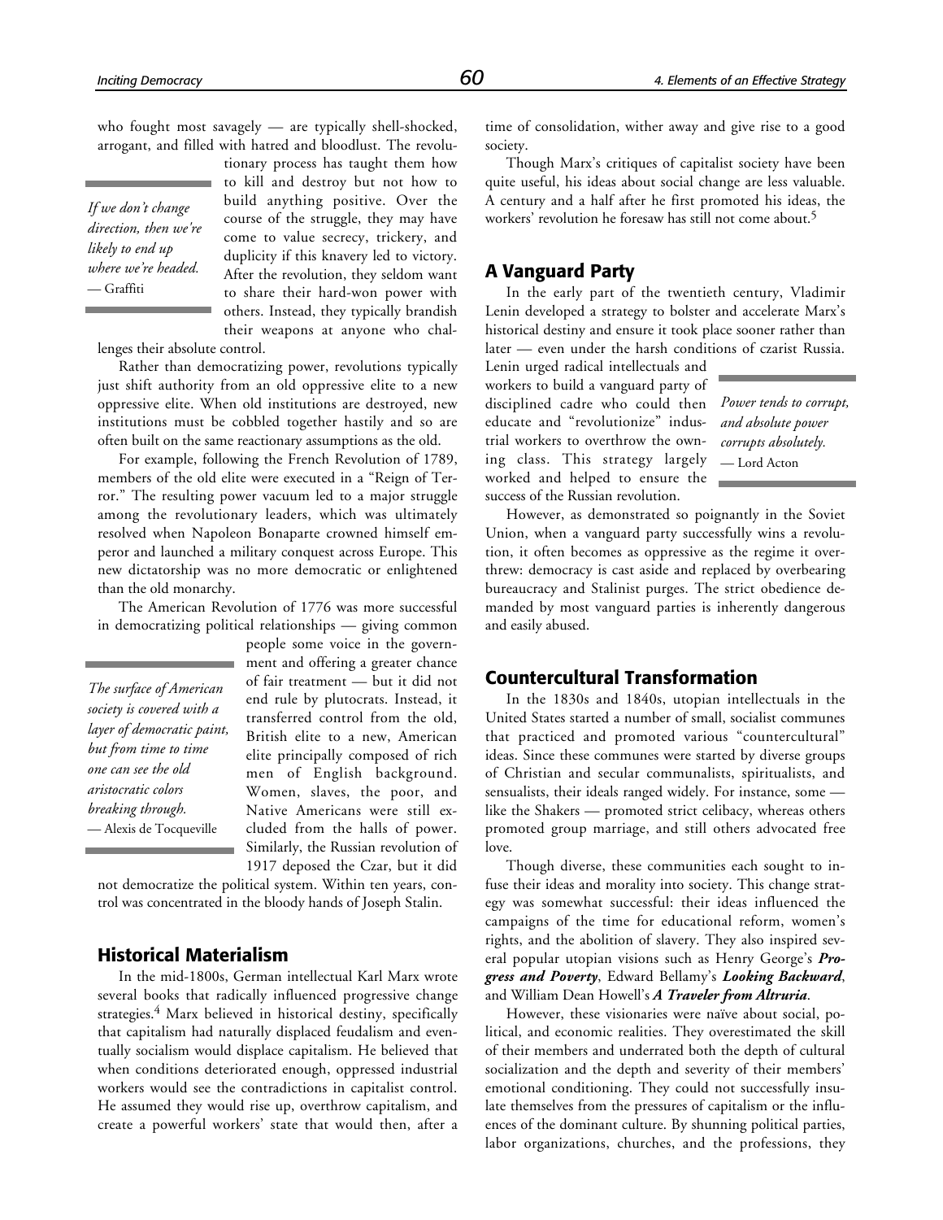who fought most savagely — are typically shell-shocked, arrogant, and filled with hatred and bloodlust. The revolutionary process has taught them how to kill and destroy but not how to build anything positive. Over the course of the struggle, they may have come to value secrecy, trickery, and duplicity if this knavery led to victory. After the revolution, they seldom want to share their hard-won power with others. Instead, they typically brandish their weapons at anyone who challenges their absolute control.

> *If we don't change direction, then we're likely to end up where we're headed.*
> — Graffiti

Rather than democratizing power, revolutions typically just shift authority from an old oppressive elite to a new oppressive elite. When old institutions are destroyed, new institutions must be cobbled together hastily and so are often built on the same reactionary assumptions as the old.

For example, following the French Revolution of 1789, members of the old elite were executed in a "Reign of Terror." The resulting power vacuum led to a major struggle among the revolutionary leaders, which was ultimately resolved when Napoleon Bonaparte crowned himself emperor and launched a military conquest across Europe. This new dictatorship was no more democratic or enlightened than the old monarchy.

The American Revolution of 1776 was more successful in democratizing political relationships — giving common people some voice in the government and offering a greater chance of fair treatment — but it did not end rule by plutocrats. Instead, it transferred control from the old, British elite to a new, American elite principally composed of rich men of English background. Women, slaves, the poor, and Native Americans were still excluded from the halls of power. Similarly, the Russian revolution of 1917 deposed the Czar, but it did not democratize the political system. Within ten years, control was concentrated in the bloody hands of Joseph Stalin.

> *The surface of American society is covered with a layer of democratic paint, but from time to time one can see the old aristocratic colors breaking through.*
> — Alexis de Tocqueville

## Historical Materialism

In the mid-1800s, German intellectual Karl Marx wrote several books that radically influenced progressive change strategies.[4] Marx believed in historical destiny, specifically that capitalism had naturally displaced feudalism and eventually socialism would displace capitalism. He believed that when conditions deteriorated enough, oppressed industrial workers would see the contradictions in capitalist control. He assumed they would rise up, overthrow capitalism, and create a powerful workers' state that would then, after a time of consolidation, wither away and give rise to a good society.

Though Marx's critiques of capitalist society have been quite useful, his ideas about social change are less valuable. A century and a half after he first promoted his ideas, the workers' revolution he foresaw has still not come about.[5]

## A Vanguard Party

In the early part of the twentieth century, Vladimir Lenin developed a strategy to bolster and accelerate Marx's historical destiny and ensure it took place sooner rather than later — even under the harsh conditions of czarist Russia. Lenin urged radical intellectuals and workers to build a vanguard party of disciplined cadre who could then educate and "revolutionize" industrial workers to overthrow the owning class. This strategy largely worked and helped to ensure the success of the Russian revolution.

> *Power tends to corrupt, and absolute power corrupts absolutely.*
> — Lord Acton

However, as demonstrated so poignantly in the Soviet Union, when a vanguard party successfully wins a revolution, it often becomes as oppressive as the regime it overthrew: democracy is cast aside and replaced by overbearing bureaucracy and Stalinist purges. The strict obedience demanded by most vanguard parties is inherently dangerous and easily abused.

## Countercultural Transformation

In the 1830s and 1840s, utopian intellectuals in the United States started a number of small, socialist communes that practiced and promoted various "countercultural" ideas. Since these communes were started by diverse groups of Christian and secular communalists, spiritualists, and sensualists, their ideals ranged widely. For instance, some — like the Shakers — promoted strict celibacy, whereas others promoted group marriage, and still others advocated free love.

Though diverse, these communities each sought to infuse their ideas and morality into society. This change strategy was somewhat successful: their ideas influenced the campaigns of the time for educational reform, women's rights, and the abolition of slavery. They also inspired several popular utopian visions such as Henry George's ***Progress and Poverty***, Edward Bellamy's ***Looking Backward***, and William Dean Howell's ***A Traveler from Altruria***.

However, these visionaries were naïve about social, political, and economic realities. They overestimated the skill of their members and underrated both the depth of cultural socialization and the depth and severity of their members' emotional conditioning. They could not successfully insulate themselves from the pressures of capitalism or the influences of the dominant culture. By shunning political parties, labor organizations, churches, and the professions, they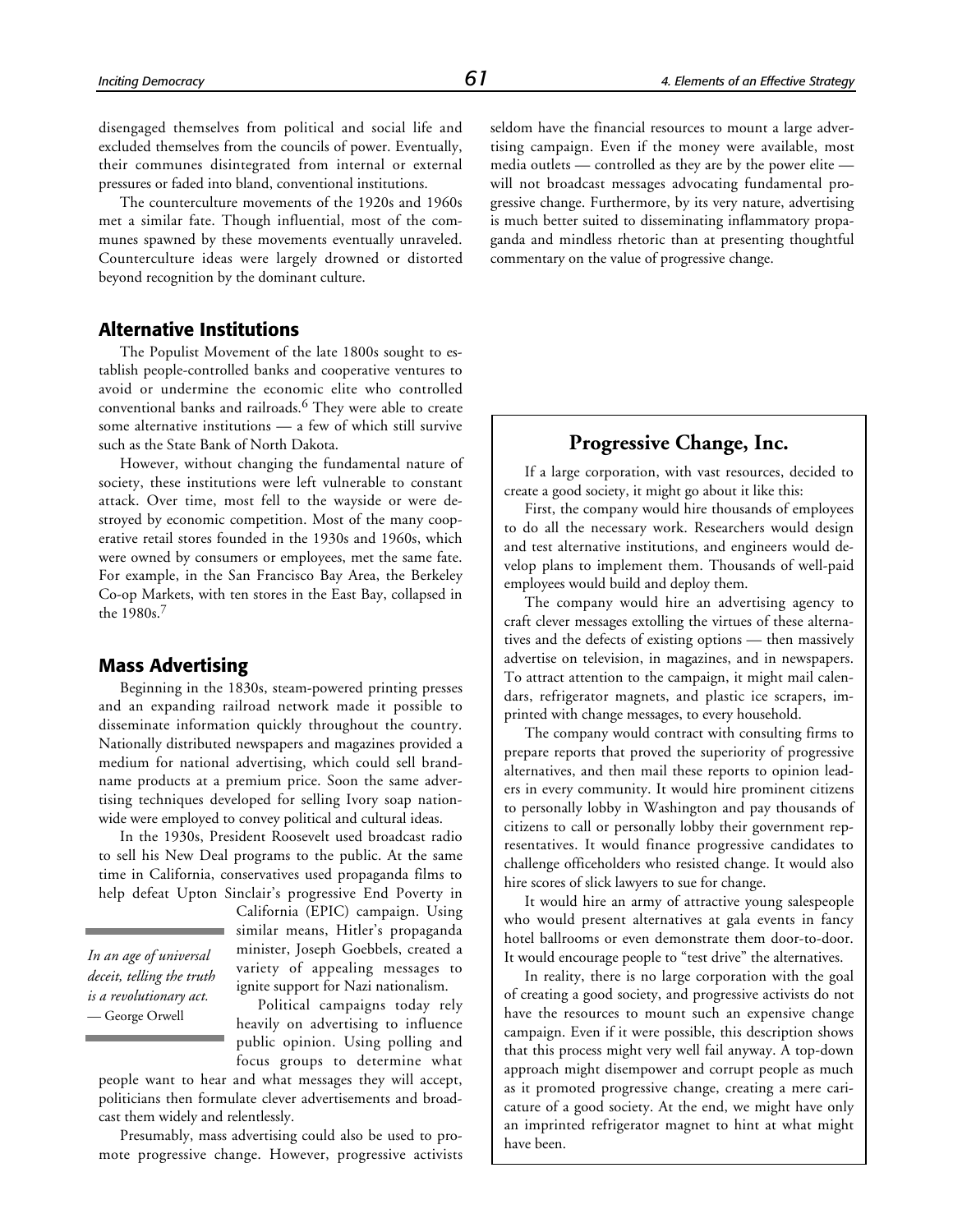disengaged themselves from political and social life and excluded themselves from the councils of power. Eventually, their communes disintegrated from internal or external pressures or faded into bland, conventional institutions.

The counterculture movements of the 1920s and 1960s met a similar fate. Though influential, most of the communes spawned by these movements eventually unraveled. Counterculture ideas were largely drowned or distorted beyond recognition by the dominant culture.

## Alternative Institutions

The Populist Movement of the late 1800s sought to establish people-controlled banks and cooperative ventures to avoid or undermine the economic elite who controlled conventional banks and railroads.[6] They were able to create some alternative institutions — a few of which still survive such as the State Bank of North Dakota.

However, without changing the fundamental nature of society, these institutions were left vulnerable to constant attack. Over time, most fell to the wayside or were destroyed by economic competition. Most of the many cooperative retail stores founded in the 1930s and 1960s, which were owned by consumers or employees, met the same fate. For example, in the San Francisco Bay Area, the Berkeley Co-op Markets, with ten stores in the East Bay, collapsed in the 1980s.[7]

## Mass Advertising

Beginning in the 1830s, steam-powered printing presses and an expanding railroad network made it possible to disseminate information quickly throughout the country. Nationally distributed newspapers and magazines provided a medium for national advertising, which could sell brand-name products at a premium price. Soon the same advertising techniques developed for selling Ivory soap nationwide were employed to convey political and cultural ideas.

In the 1930s, President Roosevelt used broadcast radio to sell his New Deal programs to the public. At the same time in California, conservatives used propaganda films to help defeat Upton Sinclair's progressive End Poverty in California (EPIC) campaign. Using similar means, Hitler's propaganda minister, Joseph Goebbels, created a variety of appealing messages to ignite support for Nazi nationalism.

> *In an age of universal deceit, telling the truth is a revolutionary act.*
> — George Orwell

Political campaigns today rely heavily on advertising to influence public opinion. Using polling and focus groups to determine what people want to hear and what messages they will accept, politicians then formulate clever advertisements and broadcast them widely and relentlessly.

Presumably, mass advertising could also be used to promote progressive change. However, progressive activists seldom have the financial resources to mount a large advertising campaign. Even if the money were available, most media outlets — controlled as they are by the power elite — will not broadcast messages advocating fundamental progressive change. Furthermore, by its very nature, advertising is much better suited to disseminating inflammatory propaganda and mindless rhetoric than at presenting thoughtful commentary on the value of progressive change.

### Progressive Change, Inc.

If a large corporation, with vast resources, decided to create a good society, it might go about it like this:

First, the company would hire thousands of employees to do all the necessary work. Researchers would design and test alternative institutions, and engineers would develop plans to implement them. Thousands of well-paid employees would build and deploy them.

The company would hire an advertising agency to craft clever messages extolling the virtues of these alternatives and the defects of existing options — then massively advertise on television, in magazines, and in newspapers. To attract attention to the campaign, it might mail calendars, refrigerator magnets, and plastic ice scrapers, imprinted with change messages, to every household.

The company would contract with consulting firms to prepare reports that proved the superiority of progressive alternatives, and then mail these reports to opinion leaders in every community. It would hire prominent citizens to personally lobby in Washington and pay thousands of citizens to call or personally lobby their government representatives. It would finance progressive candidates to challenge officeholders who resisted change. It would also hire scores of slick lawyers to sue for change.

It would hire an army of attractive young salespeople who would present alternatives at gala events in fancy hotel ballrooms or even demonstrate them door-to-door. It would encourage people to "test drive" the alternatives.

In reality, there is no large corporation with the goal of creating a good society, and progressive activists do not have the resources to mount such an expensive change campaign. Even if it were possible, this description shows that this process might very well fail anyway. A top-down approach might disempower and corrupt people as much as it promoted progressive change, creating a mere caricature of a good society. At the end, we might have only an imprinted refrigerator magnet to hint at what might have been.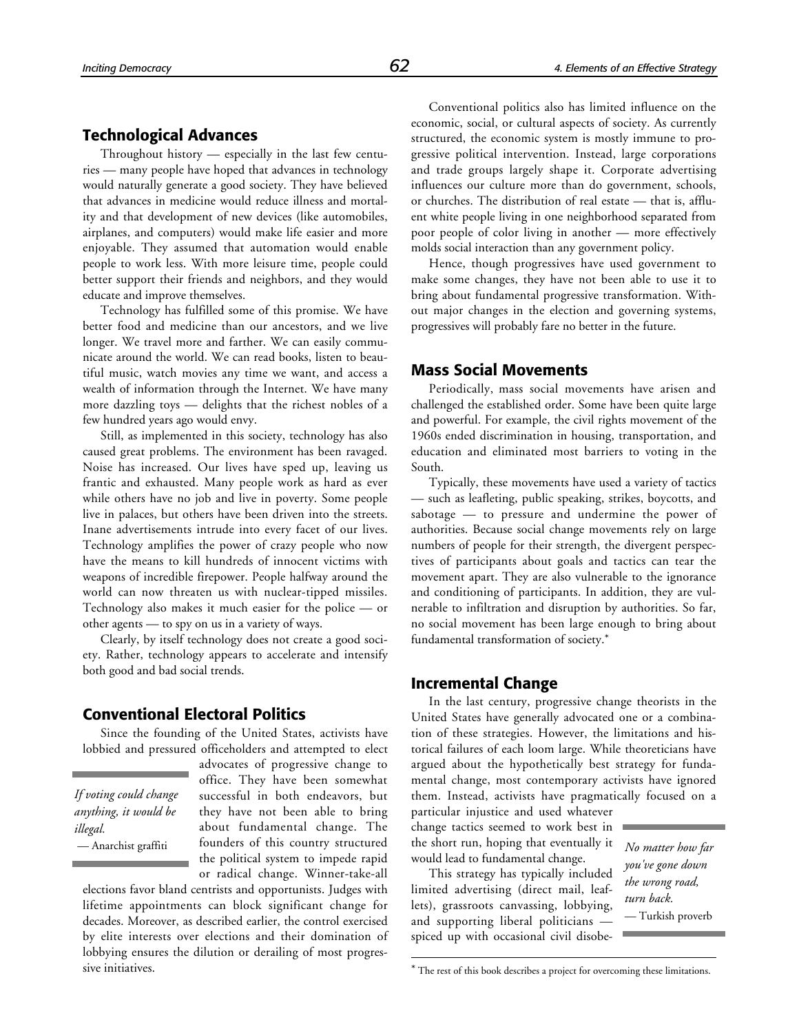## Technological Advances

Throughout history — especially in the last few centuries — many people have hoped that advances in technology would naturally generate a good society. They have believed that advances in medicine would reduce illness and mortality and that development of new devices (like automobiles, airplanes, and computers) would make life easier and more enjoyable. They assumed that automation would enable people to work less. With more leisure time, people could better support their friends and neighbors, and they would educate and improve themselves.

Technology has fulfilled some of this promise. We have better food and medicine than our ancestors, and we live longer. We travel more and farther. We can easily communicate around the world. We can read books, listen to beautiful music, watch movies any time we want, and access a wealth of information through the Internet. We have many more dazzling toys — delights that the richest nobles of a few hundred years ago would envy.

Still, as implemented in this society, technology has also caused great problems. The environment has been ravaged. Noise has increased. Our lives have sped up, leaving us frantic and exhausted. Many people work as hard as ever while others have no job and live in poverty. Some people live in palaces, but others have been driven into the streets. Inane advertisements intrude into every facet of our lives. Technology amplifies the power of crazy people who now have the means to kill hundreds of innocent victims with weapons of incredible firepower. People halfway around the world can now threaten us with nuclear-tipped missiles. Technology also makes it much easier for the police — or other agents — to spy on us in a variety of ways.

Clearly, by itself technology does not create a good society. Rather, technology appears to accelerate and intensify both good and bad social trends.

## Conventional Electoral Politics

Since the founding of the United States, activists have lobbied and pressured officeholders and attempted to elect advocates of progressive change to office. They have been somewhat successful in both endeavors, but they have not been able to bring about fundamental change. The founders of this country structured the political system to impede rapid or radical change. Winner-take-all elections favor bland centrists and opportunists. Judges with lifetime appointments can block significant change for decades. Moreover, as described earlier, the control exercised by elite interests over elections and their domination of lobbying ensures the dilution or derailing of most progressive initiatives.

> *If voting could change anything, it would be illegal.*
> — Anarchist graffiti

Conventional politics also has limited influence on the economic, social, or cultural aspects of society. As currently structured, the economic system is mostly immune to progressive political intervention. Instead, large corporations and trade groups largely shape it. Corporate advertising influences our culture more than do government, schools, or churches. The distribution of real estate — that is, affluent white people living in one neighborhood separated from poor people of color living in another — more effectively molds social interaction than any government policy.

Hence, though progressives have used government to make some changes, they have not been able to use it to bring about fundamental progressive transformation. Without major changes in the election and governing systems, progressives will probably fare no better in the future.

## Mass Social Movements

Periodically, mass social movements have arisen and challenged the established order. Some have been quite large and powerful. For example, the civil rights movement of the 1960s ended discrimination in housing, transportation, and education and eliminated most barriers to voting in the South.

Typically, these movements have used a variety of tactics — such as leafleting, public speaking, strikes, boycotts, and sabotage — to pressure and undermine the power of authorities. Because social change movements rely on large numbers of people for their strength, the divergent perspectives of participants about goals and tactics can tear the movement apart. They are also vulnerable to the ignorance and conditioning of participants. In addition, they are vulnerable to infiltration and disruption by authorities. So far, no social movement has been large enough to bring about fundamental transformation of society.*

## Incremental Change

In the last century, progressive change theorists in the United States have generally advocated one or a combination of these strategies. However, the limitations and historical failures of each loom large. While theoreticians have argued about the hypothetically best strategy for fundamental change, most contemporary activists have ignored them. Instead, activists have pragmatically focused on a particular injustice and used whatever change tactics seemed to work best in the short run, hoping that eventually it would lead to fundamental change.

> *No matter how far you've gone down the wrong road, turn back.*
> — Turkish proverb

This strategy has typically included limited advertising (direct mail, leaflets), grassroots canvassing, lobbying, and supporting liberal politicians — spiced up with occasional civil disobe-

---

* The rest of this book describes a project for overcoming these limitations.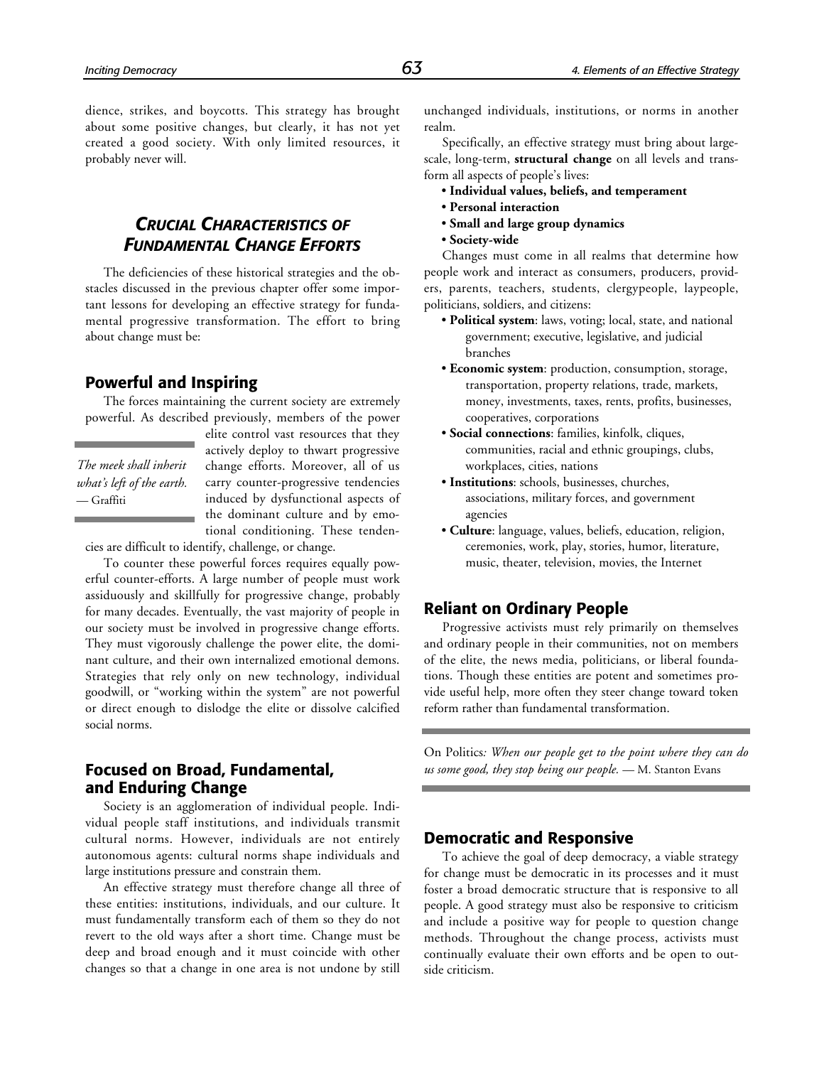dience, strikes, and boycotts. This strategy has brought about some positive changes, but clearly, it has not yet created a good society. With only limited resources, it probably never will.

## *CRUCIAL CHARACTERISTICS OF FUNDAMENTAL CHANGE EFFORTS*

The deficiencies of these historical strategies and the obstacles discussed in the previous chapter offer some important lessons for developing an effective strategy for fundamental progressive transformation. The effort to bring about change must be:

### Powerful and Inspiring

The forces maintaining the current society are extremely powerful. As described previously, members of the power elite control vast resources that they actively deploy to thwart progressive change efforts. Moreover, all of us carry counter-progressive tendencies induced by dysfunctional aspects of the dominant culture and by emotional conditioning. These tendencies are difficult to identify, challenge, or change.

> *The meek shall inherit what's left of the earth.*
> — Graffiti

To counter these powerful forces requires equally powerful counter-efforts. A large number of people must work assiduously and skillfully for progressive change, probably for many decades. Eventually, the vast majority of people in our society must be involved in progressive change efforts. They must vigorously challenge the power elite, the dominant culture, and their own internalized emotional demons. Strategies that rely only on new technology, individual goodwill, or "working within the system" are not powerful or direct enough to dislodge the elite or dissolve calcified social norms.

### Focused on Broad, Fundamental, and Enduring Change

Society is an agglomeration of individual people. Individual people staff institutions, and individuals transmit cultural norms. However, individuals are not entirely autonomous agents: cultural norms shape individuals and large institutions pressure and constrain them.

An effective strategy must therefore change all three of these entities: institutions, individuals, and our culture. It must fundamentally transform each of them so they do not revert to the old ways after a short time. Change must be deep and broad enough and it must coincide with other changes so that a change in one area is not undone by still unchanged individuals, institutions, or norms in another realm.

Specifically, an effective strategy must bring about large-scale, long-term, **structural change** on all levels and transform all aspects of people's lives:

- **Individual values, beliefs, and temperament**
- **Personal interaction**
- **Small and large group dynamics**
- **Society-wide**

Changes must come in all realms that determine how people work and interact as consumers, producers, providers, parents, teachers, students, clergypeople, laypeople, politicians, soldiers, and citizens:

- **Political system**: laws, voting; local, state, and national government; executive, legislative, and judicial branches
- **Economic system**: production, consumption, storage, transportation, property relations, trade, markets, money, investments, taxes, rents, profits, businesses, cooperatives, corporations
- **Social connections**: families, kinfolk, cliques, communities, racial and ethnic groupings, clubs, workplaces, cities, nations
- **Institutions**: schools, businesses, churches, associations, military forces, and government agencies
- **Culture**: language, values, beliefs, education, religion, ceremonies, work, play, stories, humor, literature, music, theater, television, movies, the Internet

### Reliant on Ordinary People

Progressive activists must rely primarily on themselves and ordinary people in their communities, not on members of the elite, the news media, politicians, or liberal foundations. Though these entities are potent and sometimes provide useful help, more often they steer change toward token reform rather than fundamental transformation.

> On Politics*: When our people get to the point where they can do us some good, they stop being our people.* — M. Stanton Evans

### Democratic and Responsive

To achieve the goal of deep democracy, a viable strategy for change must be democratic in its processes and it must foster a broad democratic structure that is responsive to all people. A good strategy must also be responsive to criticism and include a positive way for people to question change methods. Throughout the change process, activists must continually evaluate their own efforts and be open to outside criticism.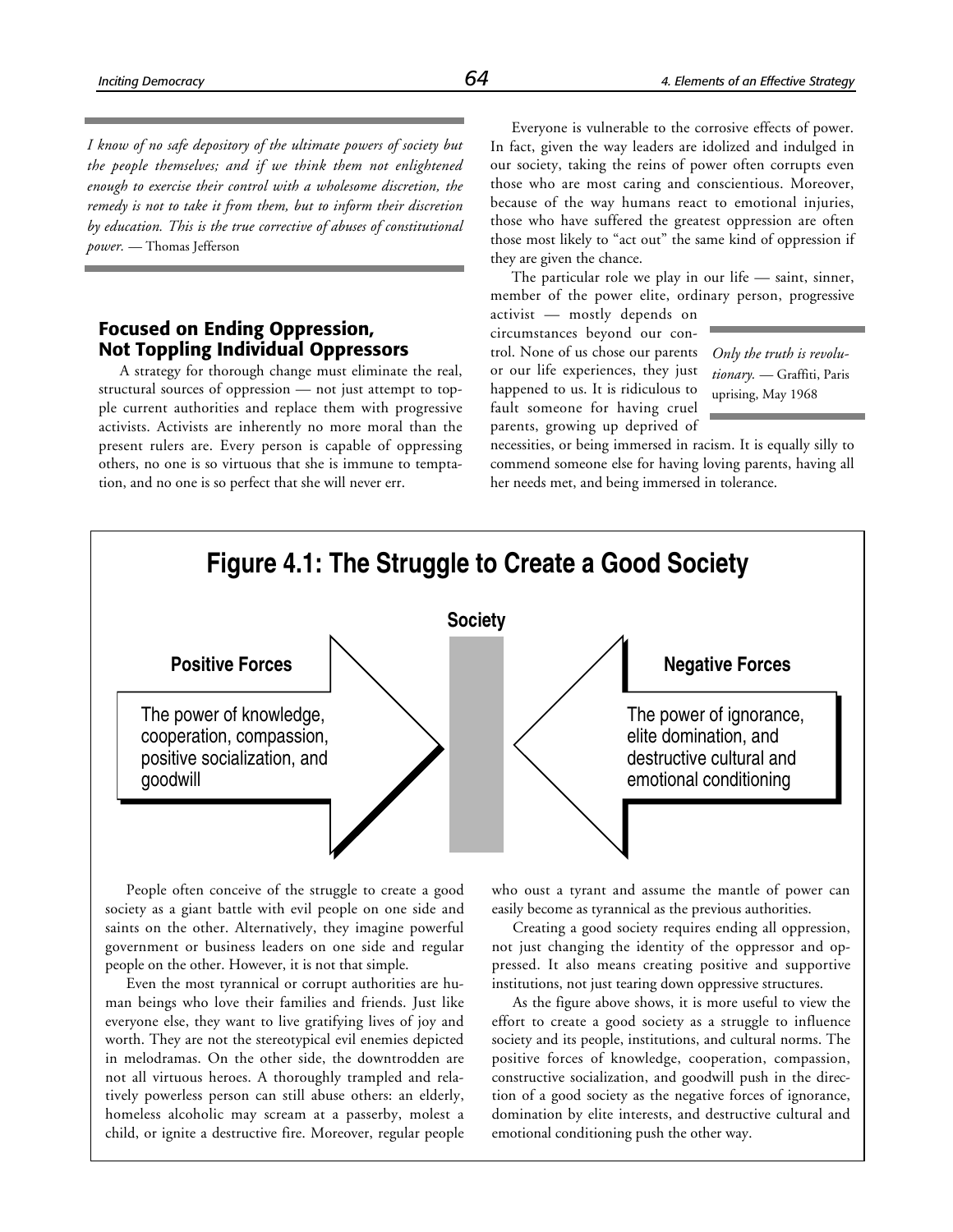*I know of no safe depository of the ultimate powers of society but the people themselves; and if we think them not enlightened enough to exercise their control with a wholesome discretion, the remedy is not to take it from them, but to inform their discretion by education. This is the true corrective of abuses of constitutional power.* — Thomas Jefferson

## Focused on Ending Oppression, Not Toppling Individual Oppressors

A strategy for thorough change must eliminate the real, structural sources of oppression — not just attempt to topple current authorities and replace them with progressive activists. Activists are inherently no more moral than the present rulers are. Every person is capable of oppressing others, no one is so virtuous that she is immune to temptation, and no one is so perfect that she will never err.

Everyone is vulnerable to the corrosive effects of power. In fact, given the way leaders are idolized and indulged in our society, taking the reins of power often corrupts even those who are most caring and conscientious. Moreover, because of the way humans react to emotional injuries, those who have suffered the greatest oppression are often those most likely to "act out" the same kind of oppression if they are given the chance.

The particular role we play in our life — saint, sinner, member of the power elite, ordinary person, progressive activist — mostly depends on circumstances beyond our control. None of us chose our parents or our life experiences, they just happened to us. It is ridiculous to fault someone for having cruel parents, growing up deprived of necessities, or being immersed in racism. It is equally silly to commend someone else for having loving parents, having all her needs met, and being immersed in tolerance.

*Only the truth is revolutionary.* — Graffiti, Paris uprising, May 1968

**Figure 4.1: The Struggle to Create a Good Society**

**Society**

**Positive Forces**: The power of knowledge, cooperation, compassion, positive socialization, and goodwill

**Negative Forces**: The power of ignorance, elite domination, and destructive cultural and emotional conditioning

People often conceive of the struggle to create a good society as a giant battle with evil people on one side and saints on the other. Alternatively, they imagine powerful government or business leaders on one side and regular people on the other. However, it is not that simple.

Even the most tyrannical or corrupt authorities are human beings who love their families and friends. Just like everyone else, they want to live gratifying lives of joy and worth. They are not the stereotypical evil enemies depicted in melodramas. On the other side, the downtrodden are not all virtuous heroes. A thoroughly trampled and relatively powerless person can still abuse others: an elderly, homeless alcoholic may scream at a passerby, molest a child, or ignite a destructive fire. Moreover, regular people who oust a tyrant and assume the mantle of power can easily become as tyrannical as the previous authorities.

Creating a good society requires ending all oppression, not just changing the identity of the oppressor and oppressed. It also means creating positive and supportive institutions, not just tearing down oppressive structures.

As the figure above shows, it is more useful to view the effort to create a good society as a struggle to influence society and its people, institutions, and cultural norms. The positive forces of knowledge, cooperation, compassion, constructive socialization, and goodwill push in the direction of a good society as the negative forces of ignorance, domination by elite interests, and destructive cultural and emotional conditioning push the other way.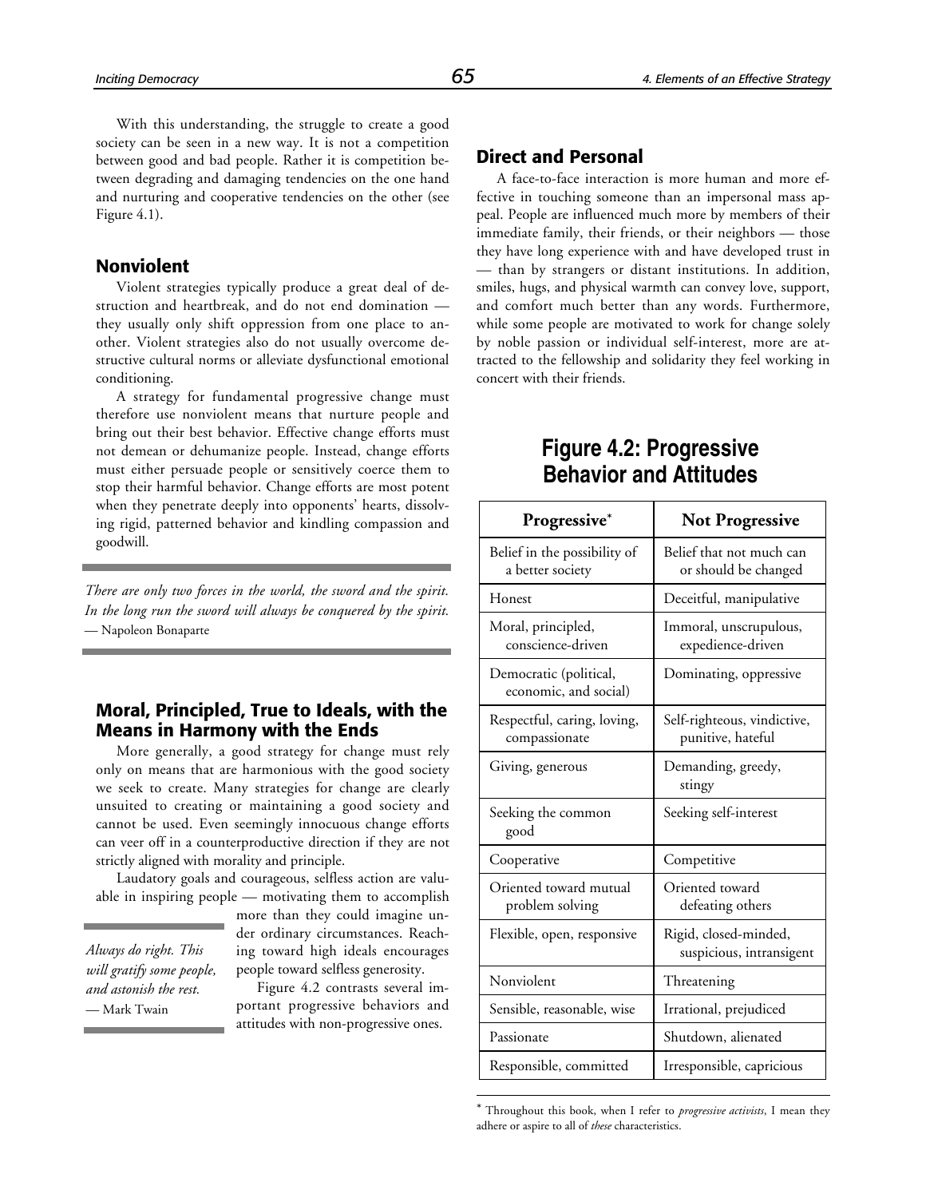With this understanding, the struggle to create a good society can be seen in a new way. It is not a competition between good and bad people. Rather it is competition between degrading and damaging tendencies on the one hand and nurturing and cooperative tendencies on the other (see Figure 4.1).

## Nonviolent

Violent strategies typically produce a great deal of destruction and heartbreak, and do not end domination — they usually only shift oppression from one place to another. Violent strategies also do not usually overcome destructive cultural norms or alleviate dysfunctional emotional conditioning.

A strategy for fundamental progressive change must therefore use nonviolent means that nurture people and bring out their best behavior. Effective change efforts must not demean or dehumanize people. Instead, change efforts must either persuade people or sensitively coerce them to stop their harmful behavior. Change efforts are most potent when they penetrate deeply into opponents' hearts, dissolving rigid, patterned behavior and kindling compassion and goodwill.

*There are only two forces in the world, the sword and the spirit. In the long run the sword will always be conquered by the spirit.*
— Napoleon Bonaparte

## Moral, Principled, True to Ideals, with the Means in Harmony with the Ends

More generally, a good strategy for change must rely only on means that are harmonious with the good society we seek to create. Many strategies for change are clearly unsuited to creating or maintaining a good society and cannot be used. Even seemingly innocuous change efforts can veer off in a counterproductive direction if they are not strictly aligned with morality and principle.

Laudatory goals and courageous, selfless action are valuable in inspiring people — motivating them to accomplish more than they could imagine under ordinary circumstances. Reaching toward high ideals encourages people toward selfless generosity.

*Always do right. This will gratify some people, and astonish the rest.*
— Mark Twain

Figure 4.2 contrasts several important progressive behaviors and attitudes with non-progressive ones.

## Direct and Personal

A face-to-face interaction is more human and more effective in touching someone than an impersonal mass appeal. People are influenced much more by members of their immediate family, their friends, or their neighbors — those they have long experience with and have developed trust in — than by strangers or distant institutions. In addition, smiles, hugs, and physical warmth can convey love, support, and comfort much better than any words. Furthermore, while some people are motivated to work for change solely by noble passion or individual self-interest, more are attracted to the fellowship and solidarity they feel working in concert with their friends.

## Figure 4.2: Progressive Behavior and Attitudes

| Progressive* | Not Progressive |
|---|---|
| Belief in the possibility of a better society | Belief that not much can or should be changed |
| Honest | Deceitful, manipulative |
| Moral, principled, conscience-driven | Immoral, unscrupulous, expedience-driven |
| Democratic (political, economic, and social) | Dominating, oppressive |
| Respectful, caring, loving, compassionate | Self-righteous, vindictive, punitive, hateful |
| Giving, generous | Demanding, greedy, stingy |
| Seeking the common good | Seeking self-interest |
| Cooperative | Competitive |
| Oriented toward mutual problem solving | Oriented toward defeating others |
| Flexible, open, responsive | Rigid, closed-minded, suspicious, intransigent |
| Nonviolent | Threatening |
| Sensible, reasonable, wise | Irrational, prejudiced |
| Passionate | Shutdown, alienated |
| Responsible, committed | Irresponsible, capricious |

\* Throughout this book, when I refer to *progressive activists*, I mean they adhere or aspire to all of *these* characteristics.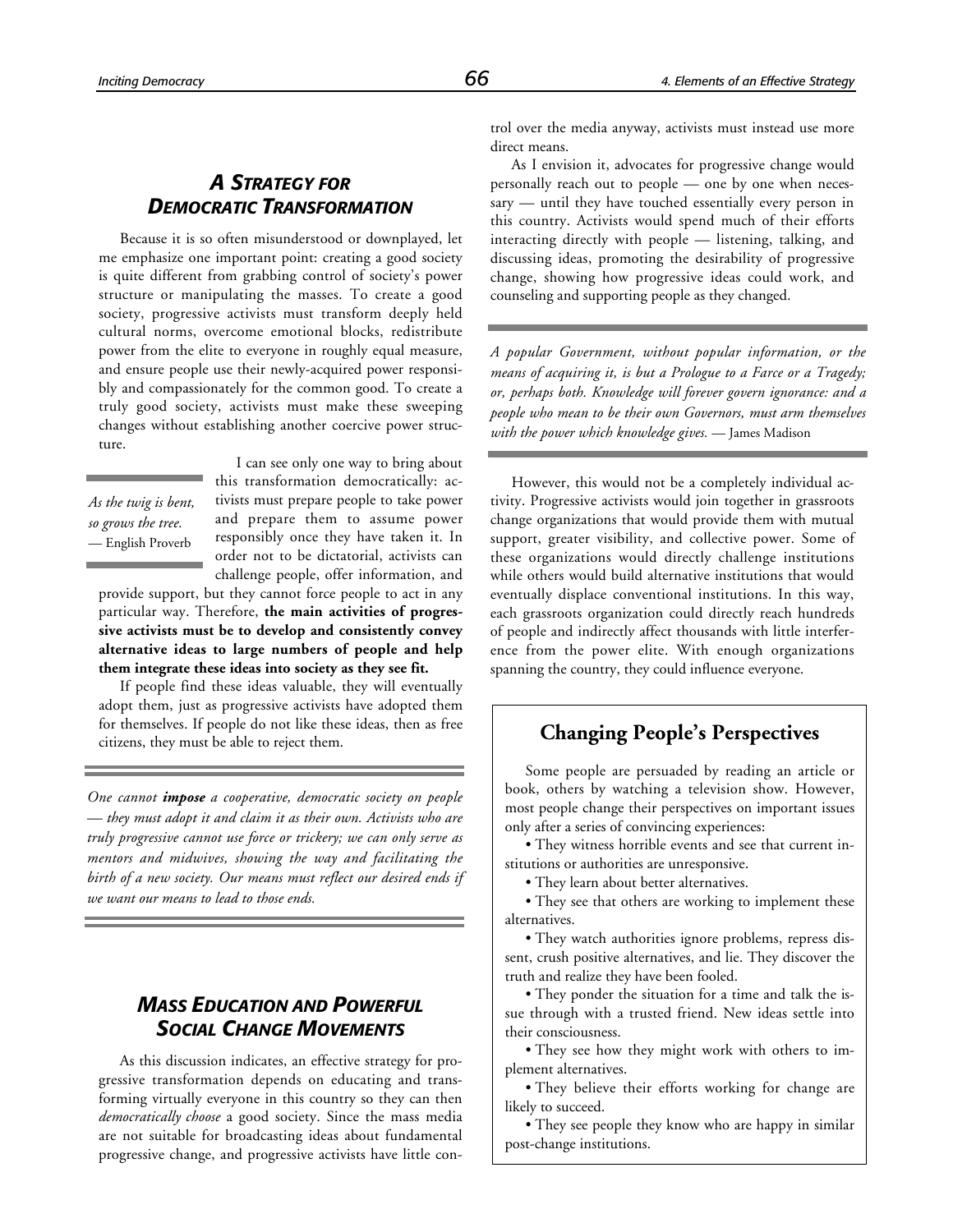## *A Strategy for Democratic Transformation*

Because it is so often misunderstood or downplayed, let me emphasize one important point: creating a good society is quite different from grabbing control of society's power structure or manipulating the masses. To create a good society, progressive activists must transform deeply held cultural norms, overcome emotional blocks, redistribute power from the elite to everyone in roughly equal measure, and ensure people use their newly-acquired power responsibly and compassionately for the common good. To create a truly good society, activists must make these sweeping changes without establishing another coercive power structure.

*As the twig is bent, so grows the tree.* — English Proverb

I can see only one way to bring about this transformation democratically: activists must prepare people to take power and prepare them to assume power responsibly once they have taken it. In order not to be dictatorial, activists can challenge people, offer information, and provide support, but they cannot force people to act in any particular way. Therefore, **the main activities of progressive activists must be to develop and consistently convey alternative ideas to large numbers of people and help them integrate these ideas into society as they see fit.**

If people find these ideas valuable, they will eventually adopt them, just as progressive activists have adopted them for themselves. If people do not like these ideas, then as free citizens, they must be able to reject them.

*One cannot **impose** a cooperative, democratic society on people — they must adopt it and claim it as their own. Activists who are truly progressive cannot use force or trickery; we can only serve as mentors and midwives, showing the way and facilitating the birth of a new society. Our means must reflect our desired ends if we want our means to lead to those ends.*

## *Mass Education and Powerful Social Change Movements*

As this discussion indicates, an effective strategy for progressive transformation depends on educating and transforming virtually everyone in this country so they can then *democratically choose* a good society. Since the mass media are not suitable for broadcasting ideas about fundamental progressive change, and progressive activists have little control over the media anyway, activists must instead use more direct means.

As I envision it, advocates for progressive change would personally reach out to people — one by one when necessary — until they have touched essentially every person in this country. Activists would spend much of their efforts interacting directly with people — listening, talking, and discussing ideas, promoting the desirability of progressive change, showing how progressive ideas could work, and counseling and supporting people as they changed.

*A popular Government, without popular information, or the means of acquiring it, is but a Prologue to a Farce or a Tragedy; or, perhaps both. Knowledge will forever govern ignorance: and a people who mean to be their own Governors, must arm themselves with the power which knowledge gives.* — James Madison

However, this would not be a completely individual activity. Progressive activists would join together in grassroots change organizations that would provide them with mutual support, greater visibility, and collective power. Some of these organizations would directly challenge institutions while others would build alternative institutions that would eventually displace conventional institutions. In this way, each grassroots organization could directly reach hundreds of people and indirectly affect thousands with little interference from the power elite. With enough organizations spanning the country, they could influence everyone.

### Changing People's Perspectives

Some people are persuaded by reading an article or book, others by watching a television show. However, most people change their perspectives on important issues only after a series of convincing experiences:

- They witness horrible events and see that current institutions or authorities are unresponsive.
- They learn about better alternatives.
- They see that others are working to implement these alternatives.
- They watch authorities ignore problems, repress dissent, crush positive alternatives, and lie. They discover the truth and realize they have been fooled.
- They ponder the situation for a time and talk the issue through with a trusted friend. New ideas settle into their consciousness.
- They see how they might work with others to implement alternatives.
- They believe their efforts working for change are likely to succeed.
- They see people they know who are happy in similar post-change institutions.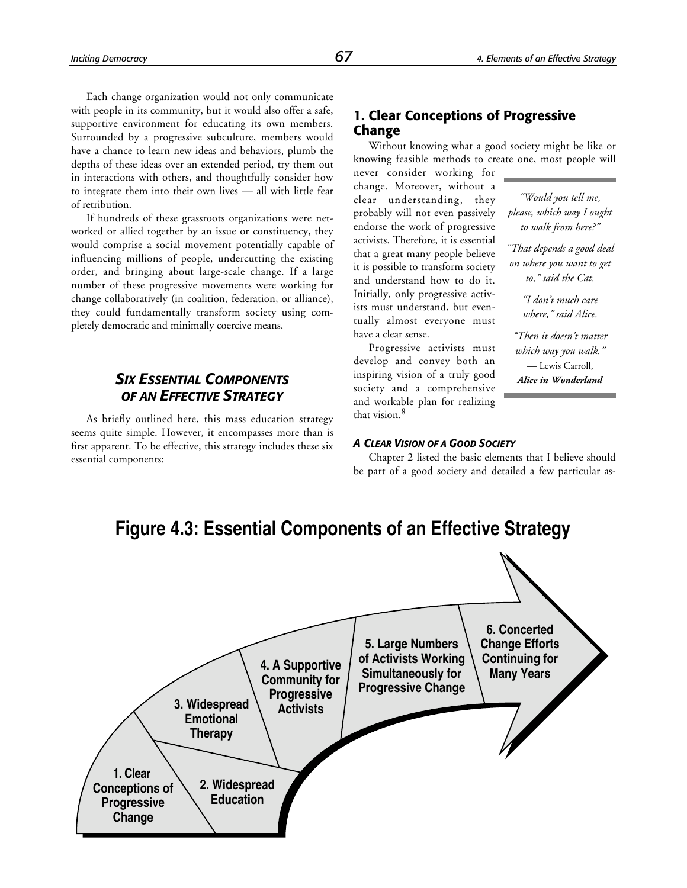Each change organization would not only communicate with people in its community, but it would also offer a safe, supportive environment for educating its own members. Surrounded by a progressive subculture, members would have a chance to learn new ideas and behaviors, plumb the depths of these ideas over an extended period, try them out in interactions with others, and thoughtfully consider how to integrate them into their own lives — all with little fear of retribution.

If hundreds of these grassroots organizations were networked or allied together by an issue or constituency, they would comprise a social movement potentially capable of influencing millions of people, undercutting the existing order, and bringing about large-scale change. If a large number of these progressive movements were working for change collaboratively (in coalition, federation, or alliance), they could fundamentally transform society using completely democratic and minimally coercive means.

## *Six Essential Components of an Effective Strategy*

As briefly outlined here, this mass education strategy seems quite simple. However, it encompasses more than is first apparent. To be effective, this strategy includes these six essential components:

### 1. Clear Conceptions of Progressive Change

Without knowing what a good society might be like or knowing feasible methods to create one, most people will never consider working for change. Moreover, without a clear understanding, they probably will not even passively endorse the work of progressive activists. Therefore, it is essential that a great many people believe it is possible to transform society and understand how to do it. Initially, only progressive activists must understand, but eventually almost everyone must have a clear sense.

> *"Would you tell me, please, which way I ought to walk from here?"*
>
> *"That depends a good deal on where you want to get to," said the Cat.*
>
> *"I don't much care where," said Alice.*
>
> *"Then it doesn't matter which way you walk."*
>
> — Lewis Carroll, ***Alice in Wonderland***

Progressive activists must develop and convey both an inspiring vision of a truly good society and a comprehensive and workable plan for realizing that vision.[8]

#### *A Clear Vision of a Good Society*

Chapter 2 listed the basic elements that I believe should be part of a good society and detailed a few particular as-

**Figure 4.3: Essential Components of an Effective Strategy**

1. Clear Conceptions of Progressive Change
2. Widespread Education
3. Widespread Emotional Therapy
4. A Supportive Community for Progressive Activists
5. Large Numbers of Activists Working Simultaneously for Progressive Change
6. Concerted Change Efforts Continuing for Many Years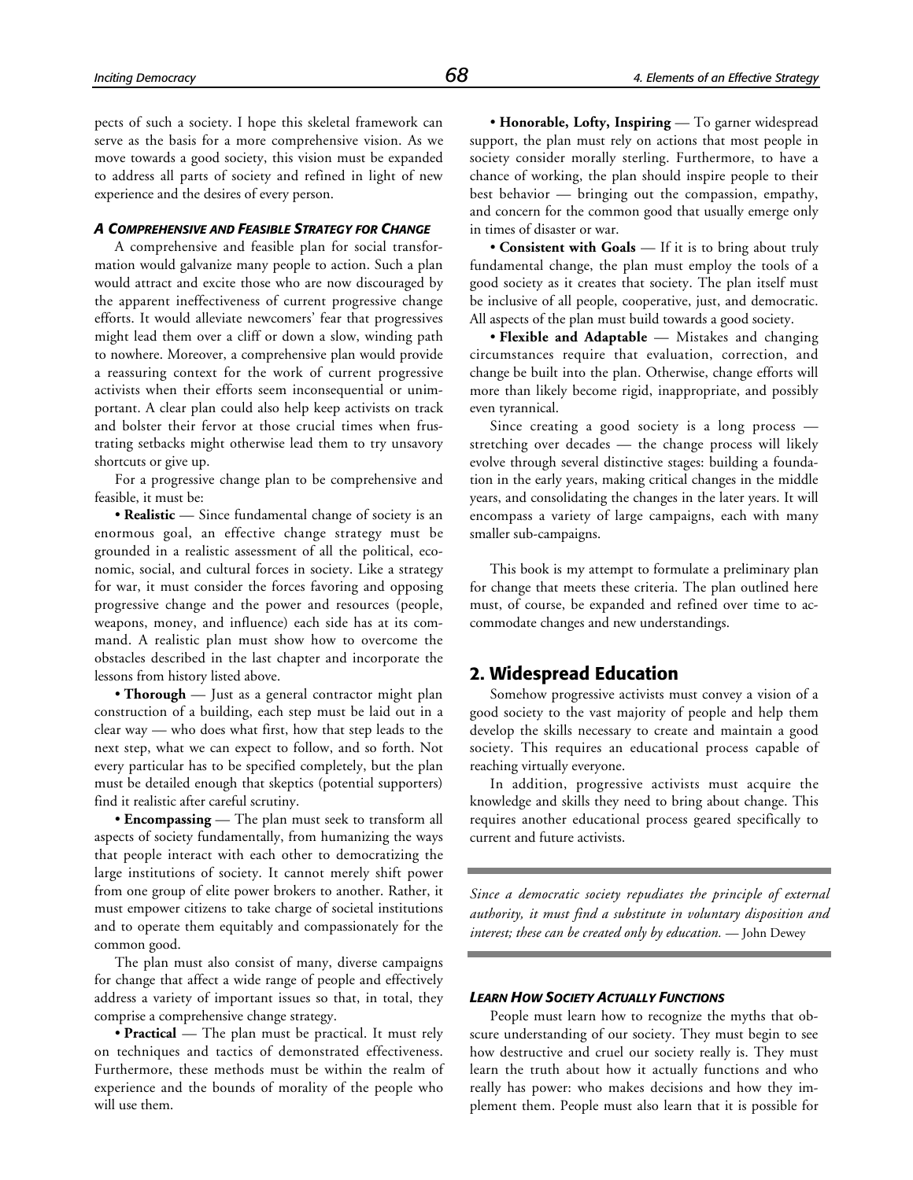pects of such a society. I hope this skeletal framework can serve as the basis for a more comprehensive vision. As we move towards a good society, this vision must be expanded to address all parts of society and refined in light of new experience and the desires of every person.

#### *A Comprehensive and Feasible Strategy for Change*

A comprehensive and feasible plan for social transformation would galvanize many people to action. Such a plan would attract and excite those who are now discouraged by the apparent ineffectiveness of current progressive change efforts. It would alleviate newcomers' fear that progressives might lead them over a cliff or down a slow, winding path to nowhere. Moreover, a comprehensive plan would provide a reassuring context for the work of current progressive activists when their efforts seem inconsequential or unimportant. A clear plan could also help keep activists on track and bolster their fervor at those crucial times when frustrating setbacks might otherwise lead them to try unsavory shortcuts or give up.

For a progressive change plan to be comprehensive and feasible, it must be:

• **Realistic** — Since fundamental change of society is an enormous goal, an effective change strategy must be grounded in a realistic assessment of all the political, economic, social, and cultural forces in society. Like a strategy for war, it must consider the forces favoring and opposing progressive change and the power and resources (people, weapons, money, and influence) each side has at its command. A realistic plan must show how to overcome the obstacles described in the last chapter and incorporate the lessons from history listed above.

• **Thorough** — Just as a general contractor might plan construction of a building, each step must be laid out in a clear way — who does what first, how that step leads to the next step, what we can expect to follow, and so forth. Not every particular has to be specified completely, but the plan must be detailed enough that skeptics (potential supporters) find it realistic after careful scrutiny.

• **Encompassing** — The plan must seek to transform all aspects of society fundamentally, from humanizing the ways that people interact with each other to democratizing the large institutions of society. It cannot merely shift power from one group of elite power brokers to another. Rather, it must empower citizens to take charge of societal institutions and to operate them equitably and compassionately for the common good.

The plan must also consist of many, diverse campaigns for change that affect a wide range of people and effectively address a variety of important issues so that, in total, they comprise a comprehensive change strategy.

• **Practical** — The plan must be practical. It must rely on techniques and tactics of demonstrated effectiveness. Furthermore, these methods must be within the realm of experience and the bounds of morality of the people who will use them.

• **Honorable, Lofty, Inspiring** — To garner widespread support, the plan must rely on actions that most people in society consider morally sterling. Furthermore, to have a chance of working, the plan should inspire people to their best behavior — bringing out the compassion, empathy, and concern for the common good that usually emerge only in times of disaster or war.

• **Consistent with Goals** — If it is to bring about truly fundamental change, the plan must employ the tools of a good society as it creates that society. The plan itself must be inclusive of all people, cooperative, just, and democratic. All aspects of the plan must build towards a good society.

• **Flexible and Adaptable** — Mistakes and changing circumstances require that evaluation, correction, and change be built into the plan. Otherwise, change efforts will more than likely become rigid, inappropriate, and possibly even tyrannical.

Since creating a good society is a long process — stretching over decades — the change process will likely evolve through several distinctive stages: building a foundation in the early years, making critical changes in the middle years, and consolidating the changes in the later years. It will encompass a variety of large campaigns, each with many smaller sub-campaigns.

This book is my attempt to formulate a preliminary plan for change that meets these criteria. The plan outlined here must, of course, be expanded and refined over time to accommodate changes and new understandings.

## 2. Widespread Education

Somehow progressive activists must convey a vision of a good society to the vast majority of people and help them develop the skills necessary to create and maintain a good society. This requires an educational process capable of reaching virtually everyone.

In addition, progressive activists must acquire the knowledge and skills they need to bring about change. This requires another educational process geared specifically to current and future activists.

> *Since a democratic society repudiates the principle of external authority, it must find a substitute in voluntary disposition and interest; these can be created only by education.* — John Dewey

#### *Learn How Society Actually Functions*

People must learn how to recognize the myths that obscure understanding of our society. They must begin to see how destructive and cruel our society really is. They must learn the truth about how it actually functions and who really has power: who makes decisions and how they implement them. People must also learn that it is possible for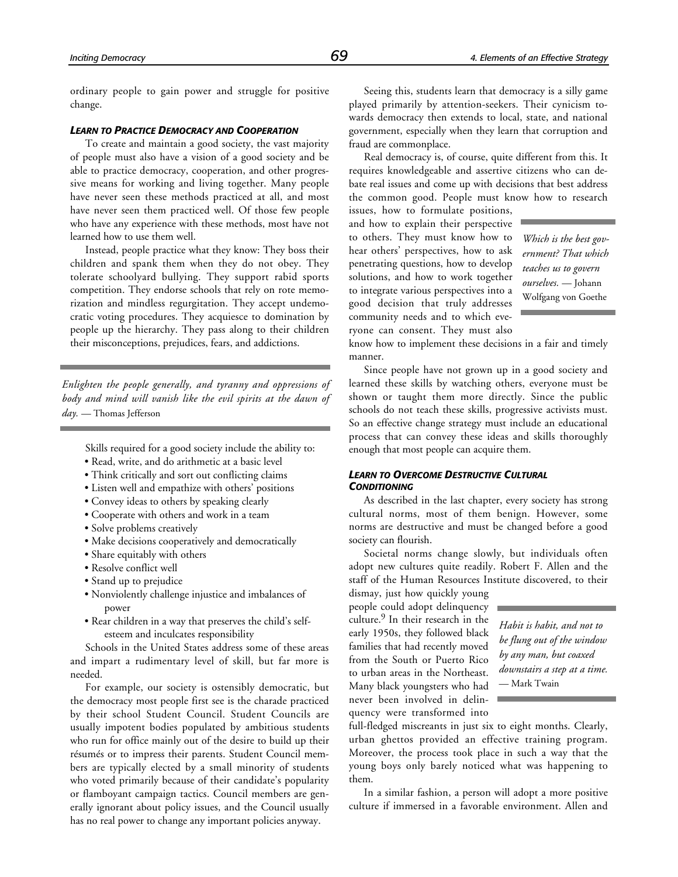ordinary people to gain power and struggle for positive change.

### *LEARN TO PRACTICE DEMOCRACY AND COOPERATION*

To create and maintain a good society, the vast majority of people must also have a vision of a good society and be able to practice democracy, cooperation, and other progressive means for working and living together. Many people have never seen these methods practiced at all, and most have never seen them practiced well. Of those few people who have any experience with these methods, most have not learned how to use them well.

Instead, people practice what they know: They boss their children and spank them when they do not obey. They tolerate schoolyard bullying. They support rabid sports competition. They endorse schools that rely on rote memorization and mindless regurgitation. They accept undemocratic voting procedures. They acquiesce to domination by people up the hierarchy. They pass along to their children their misconceptions, prejudices, fears, and addictions.

> *Enlighten the people generally, and tyranny and oppressions of body and mind will vanish like the evil spirits at the dawn of day.* — Thomas Jefferson

Skills required for a good society include the ability to:

- Read, write, and do arithmetic at a basic level
- Think critically and sort out conflicting claims
- Listen well and empathize with others' positions
- Convey ideas to others by speaking clearly
- Cooperate with others and work in a team
- Solve problems creatively
- Make decisions cooperatively and democratically
- Share equitably with others
- Resolve conflict well
- Stand up to prejudice
- Nonviolently challenge injustice and imbalances of power
- Rear children in a way that preserves the child's self-esteem and inculcates responsibility

Schools in the United States address some of these areas and impart a rudimentary level of skill, but far more is needed.

For example, our society is ostensibly democratic, but the democracy most people first see is the charade practiced by their school Student Council. Student Councils are usually impotent bodies populated by ambitious students who run for office mainly out of the desire to build up their résumés or to impress their parents. Student Council members are typically elected by a small minority of students who voted primarily because of their candidate's popularity or flamboyant campaign tactics. Council members are generally ignorant about policy issues, and the Council usually has no real power to change any important policies anyway.

Seeing this, students learn that democracy is a silly game played primarily by attention-seekers. Their cynicism towards democracy then extends to local, state, and national government, especially when they learn that corruption and fraud are commonplace.

Real democracy is, of course, quite different from this. It requires knowledgeable and assertive citizens who can debate real issues and come up with decisions that best address the common good. People must know how to research issues, how to formulate positions, and how to explain their perspective to others. They must know how to hear others' perspectives, how to ask penetrating questions, how to develop solutions, and how to work together to integrate various perspectives into a good decision that truly addresses community needs and to which everyone can consent. They must also know how to implement these decisions in a fair and timely manner.

> *Which is the best government? That which teaches us to govern ourselves.* — Johann Wolfgang von Goethe

Since people have not grown up in a good society and learned these skills by watching others, everyone must be shown or taught them more directly. Since the public schools do not teach these skills, progressive activists must. So an effective change strategy must include an educational process that can convey these ideas and skills thoroughly enough that most people can acquire them.

### *LEARN TO OVERCOME DESTRUCTIVE CULTURAL CONDITIONING*

As described in the last chapter, every society has strong cultural norms, most of them benign. However, some norms are destructive and must be changed before a good society can flourish.

Societal norms change slowly, but individuals often adopt new cultures quite readily. Robert F. Allen and the staff of the Human Resources Institute discovered, to their dismay, just how quickly young people could adopt delinquency culture.[9] In their research in the early 1950s, they followed black families that had recently moved from the South or Puerto Rico to urban areas in the Northeast. Many black youngsters who had never been involved in delinquency were transformed into full-fledged miscreants in just six to eight months. Clearly, urban ghettos provided an effective training program. Moreover, the process took place in such a way that the young boys only barely noticed what was happening to them.

> *Habit is habit, and not to be flung out of the window by any man, but coaxed downstairs a step at a time.* — Mark Twain

In a similar fashion, a person will adopt a more positive culture if immersed in a favorable environment. Allen and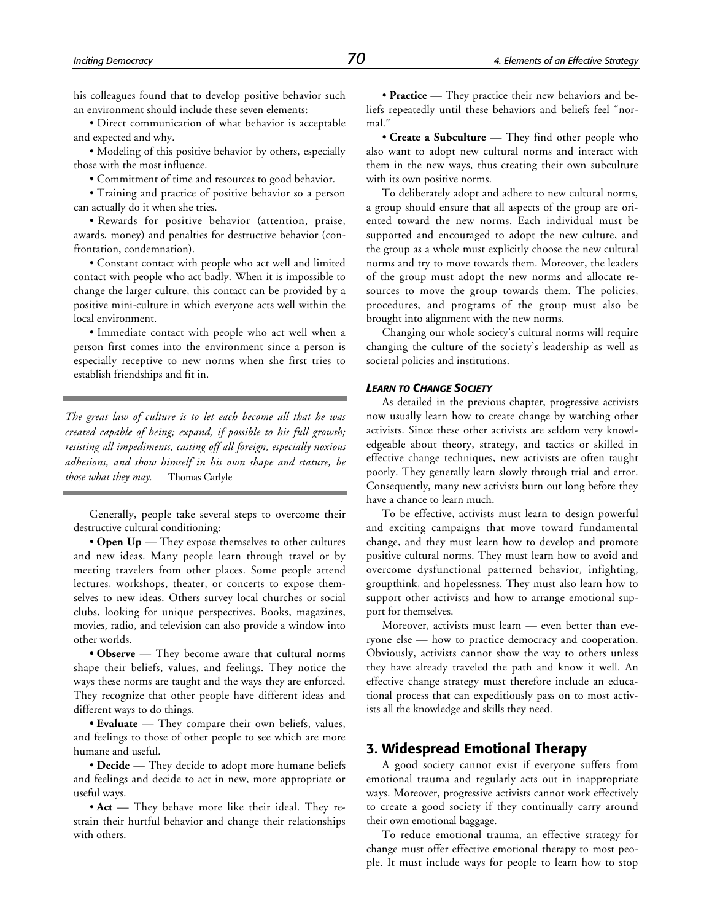his colleagues found that to develop positive behavior such an environment should include these seven elements:

• Direct communication of what behavior is acceptable and expected and why.

• Modeling of this positive behavior by others, especially those with the most influence.

• Commitment of time and resources to good behavior.

• Training and practice of positive behavior so a person can actually do it when she tries.

• Rewards for positive behavior (attention, praise, awards, money) and penalties for destructive behavior (confrontation, condemnation).

• Constant contact with people who act well and limited contact with people who act badly. When it is impossible to change the larger culture, this contact can be provided by a positive mini-culture in which everyone acts well within the local environment.

• Immediate contact with people who act well when a person first comes into the environment since a person is especially receptive to new norms when she first tries to establish friendships and fit in.

---

*The great law of culture is to let each become all that he was created capable of being; expand, if possible to his full growth; resisting all impediments, casting off all foreign, especially noxious adhesions, and show himself in his own shape and stature, be those what they may.* — Thomas Carlyle

---

Generally, people take several steps to overcome their destructive cultural conditioning:

• **Open Up** — They expose themselves to other cultures and new ideas. Many people learn through travel or by meeting travelers from other places. Some people attend lectures, workshops, theater, or concerts to expose themselves to new ideas. Others survey local churches or social clubs, looking for unique perspectives. Books, magazines, movies, radio, and television can also provide a window into other worlds.

• **Observe** — They become aware that cultural norms shape their beliefs, values, and feelings. They notice the ways these norms are taught and the ways they are enforced. They recognize that other people have different ideas and different ways to do things.

• **Evaluate** — They compare their own beliefs, values, and feelings to those of other people to see which are more humane and useful.

• **Decide** — They decide to adopt more humane beliefs and feelings and decide to act in new, more appropriate or useful ways.

• **Act** — They behave more like their ideal. They restrain their hurtful behavior and change their relationships with others.

• **Practice** — They practice their new behaviors and beliefs repeatedly until these behaviors and beliefs feel "normal."

• **Create a Subculture** — They find other people who also want to adopt new cultural norms and interact with them in the new ways, thus creating their own subculture with its own positive norms.

To deliberately adopt and adhere to new cultural norms, a group should ensure that all aspects of the group are oriented toward the new norms. Each individual must be supported and encouraged to adopt the new culture, and the group as a whole must explicitly choose the new cultural norms and try to move towards them. Moreover, the leaders of the group must adopt the new norms and allocate resources to move the group towards them. The policies, procedures, and programs of the group must also be brought into alignment with the new norms.

Changing our whole society's cultural norms will require changing the culture of the society's leadership as well as societal policies and institutions.

#### *LEARN TO CHANGE SOCIETY*

As detailed in the previous chapter, progressive activists now usually learn how to create change by watching other activists. Since these other activists are seldom very knowledgeable about theory, strategy, and tactics or skilled in effective change techniques, new activists are often taught poorly. They generally learn slowly through trial and error. Consequently, many new activists burn out long before they have a chance to learn much.

To be effective, activists must learn to design powerful and exciting campaigns that move toward fundamental change, and they must learn how to develop and promote positive cultural norms. They must learn how to avoid and overcome dysfunctional patterned behavior, infighting, groupthink, and hopelessness. They must also learn how to support other activists and how to arrange emotional support for themselves.

Moreover, activists must learn — even better than everyone else — how to practice democracy and cooperation. Obviously, activists cannot show the way to others unless they have already traveled the path and know it well. An effective change strategy must therefore include an educational process that can expeditiously pass on to most activists all the knowledge and skills they need.

## 3. Widespread Emotional Therapy

A good society cannot exist if everyone suffers from emotional trauma and regularly acts out in inappropriate ways. Moreover, progressive activists cannot work effectively to create a good society if they continually carry around their own emotional baggage.

To reduce emotional trauma, an effective strategy for change must offer effective emotional therapy to most people. It must include ways for people to learn how to stop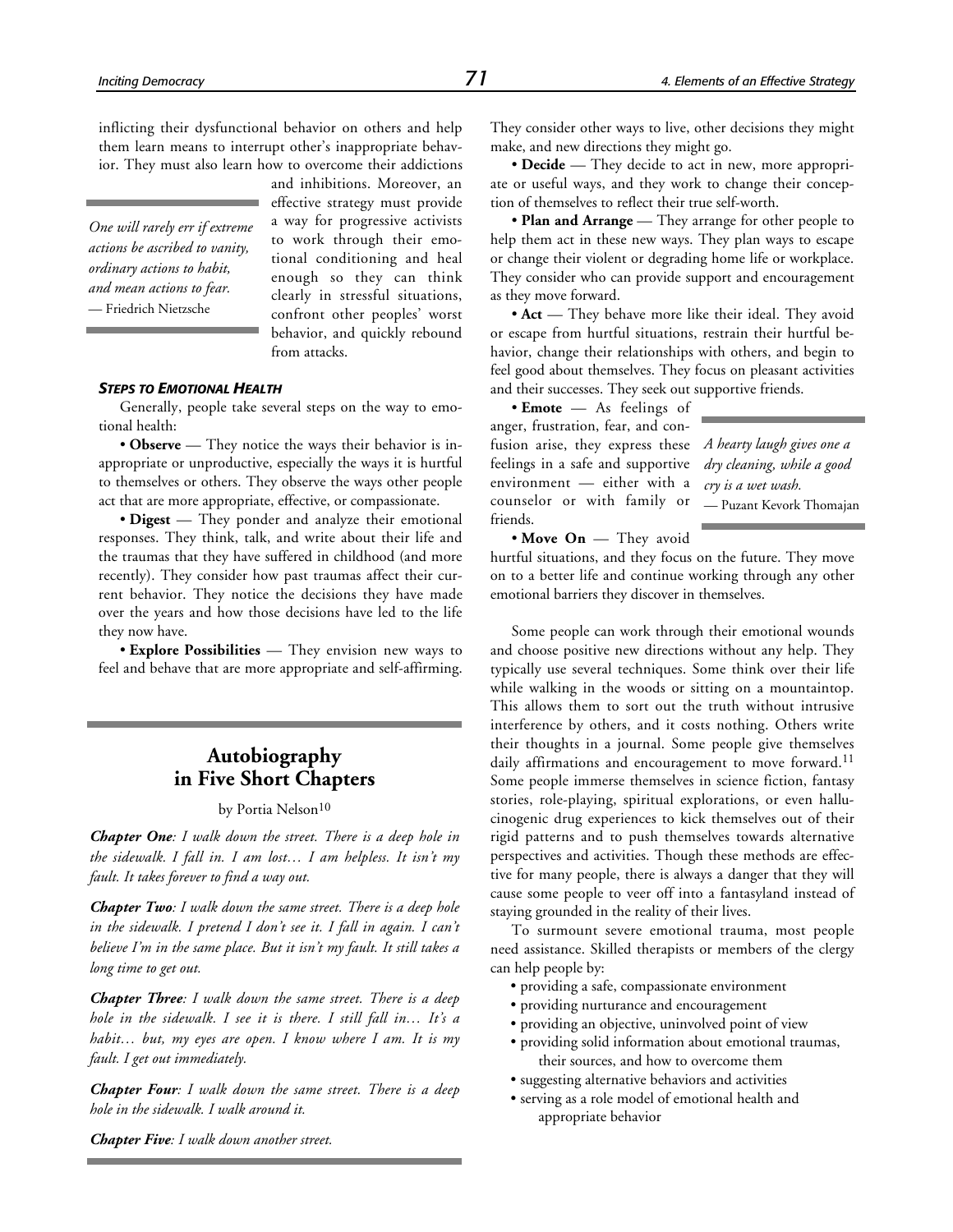inflicting their dysfunctional behavior on others and help them learn means to interrupt other's inappropriate behavior. They must also learn how to overcome their addictions and inhibitions. Moreover, an effective strategy must provide a way for progressive activists to work through their emotional conditioning and heal enough so they can think clearly in stressful situations, confront other peoples' worst behavior, and quickly rebound from attacks.

> *One will rarely err if extreme actions be ascribed to vanity, ordinary actions to habit, and mean actions to fear.*
> — Friedrich Nietzsche

### *Steps to Emotional Health*

Generally, people take several steps on the way to emotional health:

- **Observe** — They notice the ways their behavior is inappropriate or unproductive, especially the ways it is hurtful to themselves or others. They observe the ways other people act that are more appropriate, effective, or compassionate.
- **Digest** — They ponder and analyze their emotional responses. They think, talk, and write about their life and the traumas that they have suffered in childhood (and more recently). They consider how past traumas affect their current behavior. They notice the decisions they have made over the years and how those decisions have led to the life they now have.
- **Explore Possibilities** — They envision new ways to feel and behave that are more appropriate and self-affirming. They consider other ways to live, other decisions they might make, and new directions they might go.
- **Decide** — They decide to act in new, more appropriate or useful ways, and they work to change their conception of themselves to reflect their true self-worth.
- **Plan and Arrange** — They arrange for other people to help them act in these new ways. They plan ways to escape or change their violent or degrading home life or workplace. They consider who can provide support and encouragement as they move forward.
- **Act** — They behave more like their ideal. They avoid or escape from hurtful situations, restrain their hurtful behavior, change their relationships with others, and begin to feel good about themselves. They focus on pleasant activities and their successes. They seek out supportive friends.
- **Emote** — As feelings of anger, frustration, fear, and confusion arise, they express these feelings in a safe and supportive environment — either with a counselor or with family or friends.
- **Move On** — They avoid hurtful situations, and they focus on the future. They move on to a better life and continue working through any other emotional barriers they discover in themselves.

> *A hearty laugh gives one a dry cleaning, while a good cry is a wet wash.*
> — Puzant Kevork Thomajan

## Autobiography in Five Short Chapters

by Portia Nelson[10]

***Chapter One****: I walk down the street. There is a deep hole in the sidewalk. I fall in. I am lost… I am helpless. It isn't my fault. It takes forever to find a way out.*

***Chapter Two****: I walk down the same street. There is a deep hole in the sidewalk. I pretend I don't see it. I fall in again. I can't believe I'm in the same place. But it isn't my fault. It still takes a long time to get out.*

***Chapter Three****: I walk down the same street. There is a deep hole in the sidewalk. I see it is there. I still fall in… It's a habit… but, my eyes are open. I know where I am. It is my fault. I get out immediately.*

***Chapter Four****: I walk down the same street. There is a deep hole in the sidewalk. I walk around it.*

***Chapter Five****: I walk down another street.*

Some people can work through their emotional wounds and choose positive new directions without any help. They typically use several techniques. Some think over their life while walking in the woods or sitting on a mountaintop. This allows them to sort out the truth without intrusive interference by others, and it costs nothing. Others write their thoughts in a journal. Some people give themselves daily affirmations and encouragement to move forward.[11] Some people immerse themselves in science fiction, fantasy stories, role-playing, spiritual explorations, or even hallucinogenic drug experiences to kick themselves out of their rigid patterns and to push themselves towards alternative perspectives and activities. Though these methods are effective for many people, there is always a danger that they will cause some people to veer off into a fantasyland instead of staying grounded in the reality of their lives.

To surmount severe emotional trauma, most people need assistance. Skilled therapists or members of the clergy can help people by:

- providing a safe, compassionate environment
- providing nurturance and encouragement
- providing an objective, uninvolved point of view
- providing solid information about emotional traumas, their sources, and how to overcome them
- suggesting alternative behaviors and activities
- serving as a role model of emotional health and appropriate behavior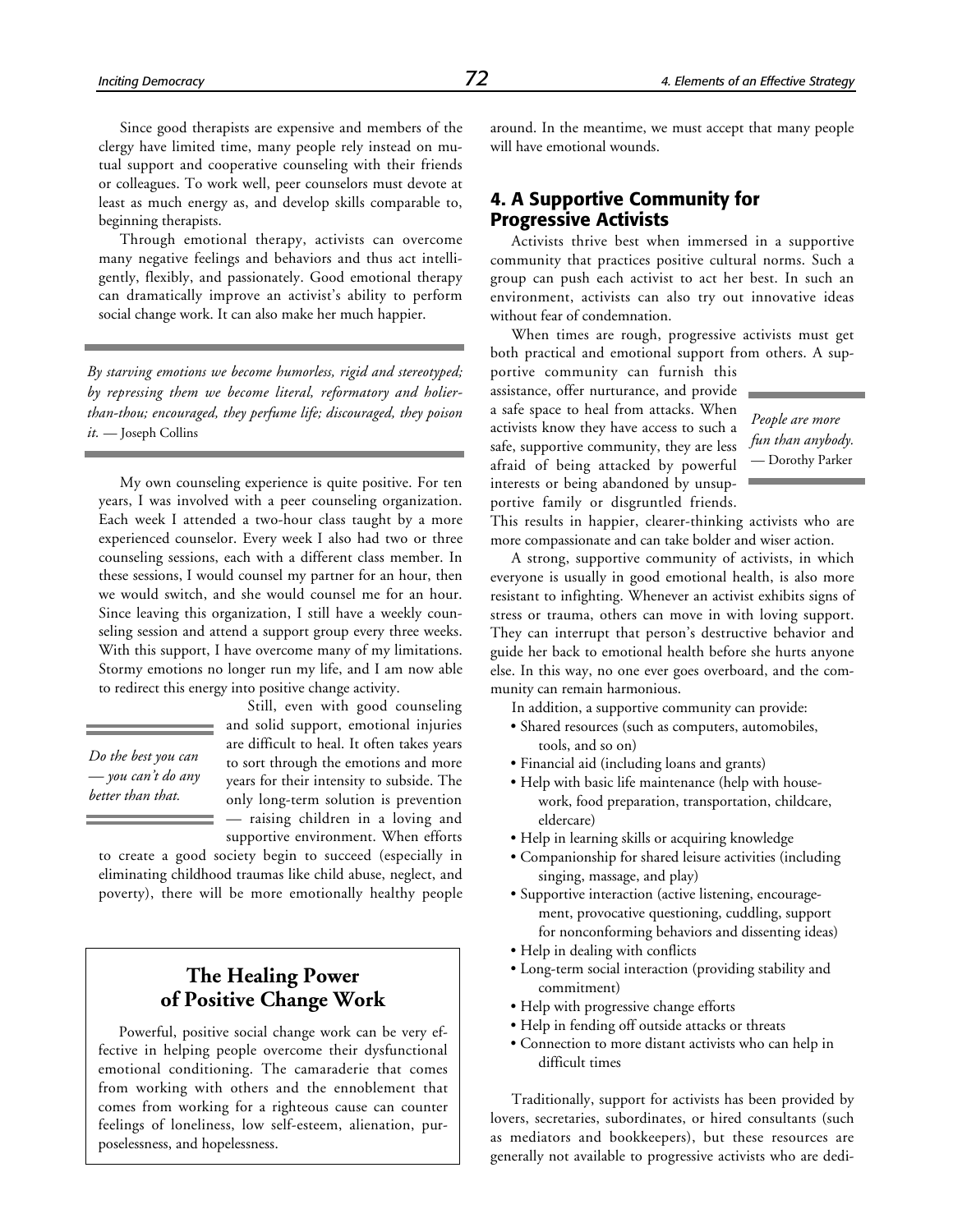Since good therapists are expensive and members of the clergy have limited time, many people rely instead on mutual support and cooperative counseling with their friends or colleagues. To work well, peer counselors must devote at least as much energy as, and develop skills comparable to, beginning therapists.

Through emotional therapy, activists can overcome many negative feelings and behaviors and thus act intelligently, flexibly, and passionately. Good emotional therapy can dramatically improve an activist's ability to perform social change work. It can also make her much happier.

> *By starving emotions we become humorless, rigid and stereotyped; by repressing them we become literal, reformatory and holier-than-thou; encouraged, they perfume life; discouraged, they poison it.* — Joseph Collins

My own counseling experience is quite positive. For ten years, I was involved with a peer counseling organization. Each week I attended a two-hour class taught by a more experienced counselor. Every week I also had two or three counseling sessions, each with a different class member. In these sessions, I would counsel my partner for an hour, then we would switch, and she would counsel me for an hour. Since leaving this organization, I still have a weekly counseling session and attend a support group every three weeks. With this support, I have overcome many of my limitations. Stormy emotions no longer run my life, and I am now able to redirect this energy into positive change activity.

> *Do the best you can — you can't do any better than that.*

Still, even with good counseling and solid support, emotional injuries are difficult to heal. It often takes years to sort through the emotions and more years for their intensity to subside. The only long-term solution is prevention — raising children in a loving and supportive environment. When efforts to create a good society begin to succeed (especially in eliminating childhood traumas like child abuse, neglect, and poverty), there will be more emotionally healthy people around. In the meantime, we must accept that many people will have emotional wounds.

## The Healing Power of Positive Change Work

Powerful, positive social change work can be very effective in helping people overcome their dysfunctional emotional conditioning. The camaraderie that comes from working with others and the ennoblement that comes from working for a righteous cause can counter feelings of loneliness, low self-esteem, alienation, purposelessness, and hopelessness.

## 4. A Supportive Community for Progressive Activists

Activists thrive best when immersed in a supportive community that practices positive cultural norms. Such a group can push each activist to act her best. In such an environment, activists can also try out innovative ideas without fear of condemnation.

When times are rough, progressive activists must get both practical and emotional support from others. A supportive community can furnish this assistance, offer nurturance, and provide a safe space to heal from attacks. When activists know they have access to such a safe, supportive community, they are less afraid of being attacked by powerful interests or being abandoned by unsupportive family or disgruntled friends. This results in happier, clearer-thinking activists who are more compassionate and can take bolder and wiser action.

> *People are more fun than anybody.* — Dorothy Parker

A strong, supportive community of activists, in which everyone is usually in good emotional health, is also more resistant to infighting. Whenever an activist exhibits signs of stress or trauma, others can move in with loving support. They can interrupt that person's destructive behavior and guide her back to emotional health before she hurts anyone else. In this way, no one ever goes overboard, and the community can remain harmonious.

In addition, a supportive community can provide:

- Shared resources (such as computers, automobiles, tools, and so on)
- Financial aid (including loans and grants)
- Help with basic life maintenance (help with housework, food preparation, transportation, childcare, eldercare)
- Help in learning skills or acquiring knowledge
- Companionship for shared leisure activities (including singing, massage, and play)
- Supportive interaction (active listening, encouragement, provocative questioning, cuddling, support for nonconforming behaviors and dissenting ideas)
- Help in dealing with conflicts
- Long-term social interaction (providing stability and commitment)
- Help with progressive change efforts
- Help in fending off outside attacks or threats
- Connection to more distant activists who can help in difficult times

Traditionally, support for activists has been provided by lovers, secretaries, subordinates, or hired consultants (such as mediators and bookkeepers), but these resources are generally not available to progressive activists who are dedi-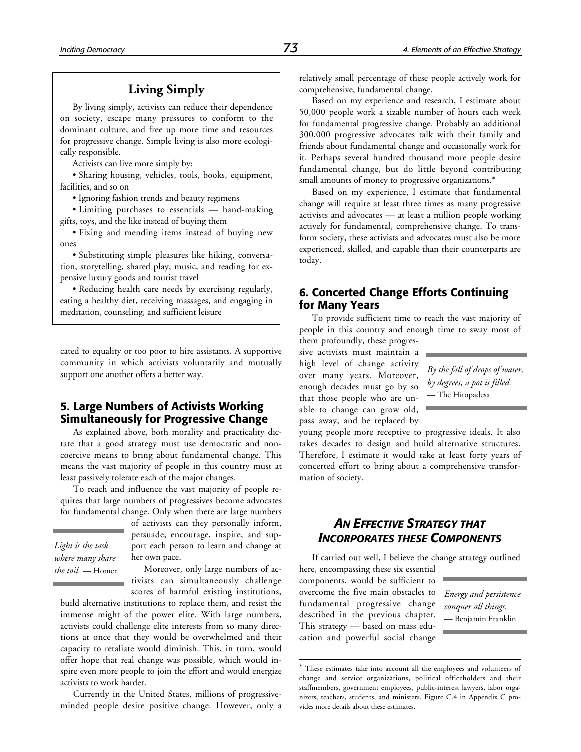## Living Simply

By living simply, activists can reduce their dependence on society, escape many pressures to conform to the dominant culture, and free up more time and resources for progressive change. Simple living is also more ecologically responsible.

Activists can live more simply by:

- Sharing housing, vehicles, tools, books, equipment, facilities, and so on
- Ignoring fashion trends and beauty regimens
- Limiting purchases to essentials — hand-making gifts, toys, and the like instead of buying them
- Fixing and mending items instead of buying new ones
- Substituting simple pleasures like hiking, conversation, storytelling, shared play, music, and reading for expensive luxury goods and tourist travel
- Reducing health care needs by exercising regularly, eating a healthy diet, receiving massages, and engaging in meditation, counseling, and sufficient leisure

cated to equality or too poor to hire assistants. A supportive community in which activists voluntarily and mutually support one another offers a better way.

### 5. Large Numbers of Activists Working Simultaneously for Progressive Change

As explained above, both morality and practicality dictate that a good strategy must use democratic and noncoercive means to bring about fundamental change. This means the vast majority of people in this country must at least passively tolerate each of the major changes.

To reach and influence the vast majority of people requires that large numbers of progressives become advocates for fundamental change. Only when there are large numbers of activists can they personally inform, persuade, encourage, inspire, and support each person to learn and change at her own pace.

> *Light is the task where many share the toil.* — Homer

Moreover, only large numbers of activists can simultaneously challenge scores of harmful existing institutions, build alternative institutions to replace them, and resist the immense might of the power elite. With large numbers, activists could challenge elite interests from so many directions at once that they would be overwhelmed and their capacity to retaliate would diminish. This, in turn, would offer hope that real change was possible, which would inspire even more people to join the effort and would energize activists to work harder.

Currently in the United States, millions of progressive-minded people desire positive change. However, only a relatively small percentage of these people actively work for comprehensive, fundamental change.

Based on my experience and research, I estimate about 50,000 people work a sizable number of hours each week for fundamental progressive change. Probably an additional 300,000 progressive advocates talk with their family and friends about fundamental change and occasionally work for it. Perhaps several hundred thousand more people desire fundamental change, but do little beyond contributing small amounts of money to progressive organizations.*

Based on my experience, I estimate that fundamental change will require at least three times as many progressive activists and advocates — at least a million people working actively for fundamental, comprehensive change. To transform society, these activists and advocates must also be more experienced, skilled, and capable than their counterparts are today.

### 6. Concerted Change Efforts Continuing for Many Years

To provide sufficient time to reach the vast majority of people in this country and enough time to sway most of them profoundly, these progressive activists must maintain a high level of change activity over many years. Moreover, enough decades must go by so that those people who are unable to change can grow old, pass away, and be replaced by young people more receptive to progressive ideals. It also takes decades to design and build alternative structures. Therefore, I estimate it would take at least forty years of concerted effort to bring about a comprehensive transformation of society.

> *By the fall of drops of water, by degrees, a pot is filled.* — The Hitopadesa

## *An Effective Strategy that Incorporates these Components*

If carried out well, I believe the change strategy outlined here, encompassing these six essential components, would be sufficient to overcome the five main obstacles to fundamental progressive change described in the previous chapter. This strategy — based on mass education and powerful social change

> *Energy and persistence conquer all things.* — Benjamin Franklin

---

* These estimates take into account all the employees and volunteers of change and service organizations, political officeholders and their staffmembers, government employees, public-interest lawyers, labor organizers, teachers, students, and ministers. Figure C.4 in Appendix C provides more details about these estimates.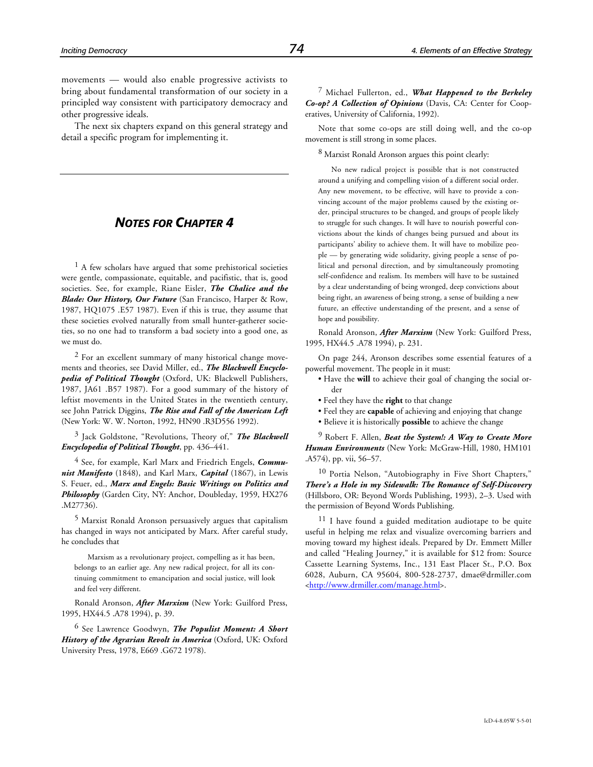movements — would also enable progressive activists to bring about fundamental transformation of our society in a principled way consistent with participatory democracy and other progressive ideals.

The next six chapters expand on this general strategy and detail a specific program for implementing it.

---

## *NOTES FOR CHAPTER 4*

[1] A few scholars have argued that some prehistorical societies were gentle, compassionate, equitable, and pacifistic, that is, good societies. See, for example, Riane Eisler, ***The Chalice and the Blade: Our History, Our Future*** (San Francisco, Harper & Row, 1987, HQ1075 .E57 1987). Even if this is true, they assume that these societies evolved naturally from small hunter-gatherer societies, so no one had to transform a bad society into a good one, as we must do.

[2] For an excellent summary of many historical change movements and theories, see David Miller, ed., ***The Blackwell Encyclopedia of Political Thought*** (Oxford, UK: Blackwell Publishers, 1987, JA61 .B57 1987). For a good summary of the history of leftist movements in the United States in the twentieth century, see John Patrick Diggins, ***The Rise and Fall of the American Left*** (New York: W. W. Norton, 1992, HN90 .R3D556 1992).

[3] Jack Goldstone, "Revolutions, Theory of," ***The Blackwell Encyclopedia of Political Thought***, pp. 436–441.

[4] See, for example, Karl Marx and Friedrich Engels, ***Communist Manifesto*** (1848), and Karl Marx, ***Capital*** (1867), in Lewis S. Feuer, ed., ***Marx and Engels: Basic Writings on Politics and Philosophy*** (Garden City, NY: Anchor, Doubleday, 1959, HX276 .M27736).

[5] Marxist Ronald Aronson persuasively argues that capitalism has changed in ways not anticipated by Marx. After careful study, he concludes that

> Marxism as a revolutionary project, compelling as it has been, belongs to an earlier age. Any new radical project, for all its continuing commitment to emancipation and social justice, will look and feel very different.

Ronald Aronson, ***After Marxism*** (New York: Guilford Press, 1995, HX44.5 .A78 1994), p. 39.

[6] See Lawrence Goodwyn, ***The Populist Moment: A Short History of the Agrarian Revolt in America*** (Oxford, UK: Oxford University Press, 1978, E669 .G672 1978).

[7] Michael Fullerton, ed., ***What Happened to the Berkeley Co-op? A Collection of Opinions*** (Davis, CA: Center for Cooperatives, University of California, 1992).

Note that some co-ops are still doing well, and the co-op movement is still strong in some places.

[8] Marxist Ronald Aronson argues this point clearly:

> No new radical project is possible that is not constructed around a unifying and compelling vision of a different social order. Any new movement, to be effective, will have to provide a convincing account of the major problems caused by the existing order, principal structures to be changed, and groups of people likely to struggle for such changes. It will have to nourish powerful convictions about the kinds of changes being pursued and about its participants' ability to achieve them. It will have to mobilize people — by generating wide solidarity, giving people a sense of political and personal direction, and by simultaneously promoting self-confidence and realism. Its members will have to be sustained by a clear understanding of being wronged, deep convictions about being right, an awareness of being strong, a sense of building a new future, an effective understanding of the present, and a sense of hope and possibility.

Ronald Aronson, ***After Marxism*** (New York: Guilford Press, 1995, HX44.5 .A78 1994), p. 231.

On page 244, Aronson describes some essential features of a powerful movement. The people in it must:

- Have the **will** to achieve their goal of changing the social order
- Feel they have the **right** to that change
- Feel they are **capable** of achieving and enjoying that change
- Believe it is historically **possible** to achieve the change

[9] Robert F. Allen, ***Beat the System!: A Way to Create More Human Environments*** (New York: McGraw-Hill, 1980, HM101 .A574), pp. vii, 56–57.

[10] Portia Nelson, "Autobiography in Five Short Chapters," ***There's a Hole in my Sidewalk: The Romance of Self-Discovery*** (Hillsboro, OR: Beyond Words Publishing, 1993), 2–3. Used with the permission of Beyond Words Publishing.

[11] I have found a guided meditation audiotape to be quite useful in helping me relax and visualize overcoming barriers and moving toward my highest ideals. Prepared by Dr. Emmett Miller and called "Healing Journey," it is available for $12 from: Source Cassette Learning Systems, Inc., 131 East Placer St., P.O. Box 6028, Auburn, CA 95604, 800-528-2737, dmae@drmiller.com <http://www.drmiller.com/manage.html>.